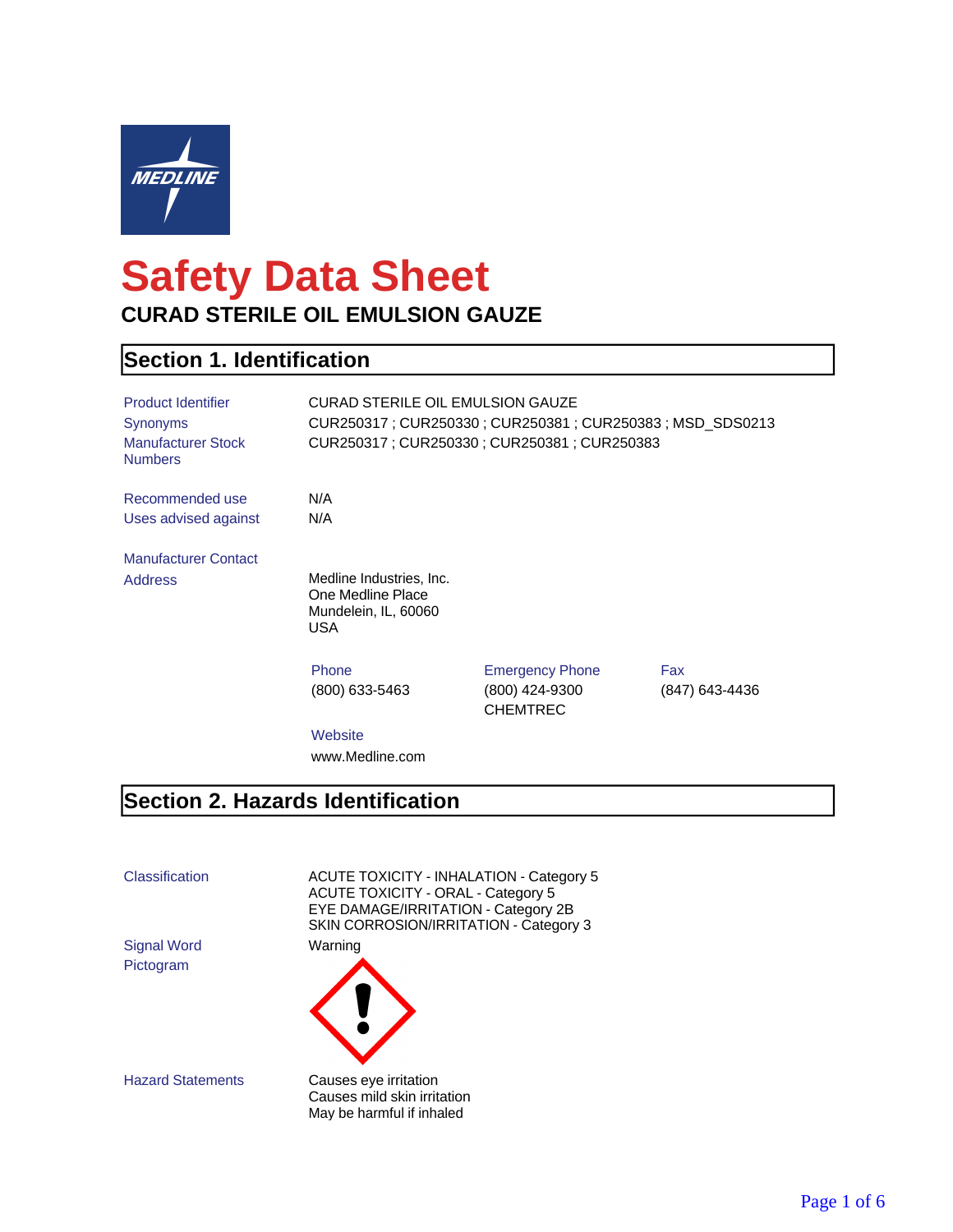# Safety Data Sheet

## CURAD STERILE OIL EMULSION GAUZE

## Section 1. Identification

| | |
|---|---|
| Product Identifier | CURAD STERILE OIL EMULSION GAUZE |
| Synonyms | CUR250317 ; CUR250330 ; CUR250381 ; CUR250383 ; MSD_SDS0213 |
| Manufacturer Stock Numbers | CUR250317 ; CUR250330 ; CUR250381 ; CUR250383 |
| Recommended use | N/A |
| Uses advised against | N/A |

**Manufacturer Contact**

**Address**

Medline Industries, Inc.
One Medline Place
Mundelein, IL, 60060
USA

| Phone | Emergency Phone | Fax |
|---|---|---|
| (800) 633-5463 | (800) 424-9300 CHEMTREC | (847) 643-4436 |

**Website**

www.Medline.com

## Section 2. Hazards Identification

**Classification**

ACUTE TOXICITY - INHALATION - Category 5
ACUTE TOXICITY - ORAL - Category 5
EYE DAMAGE/IRRITATION - Category 2B
SKIN CORROSION/IRRITATION - Category 3

**Signal Word**

Warning

**Pictogram**

**Hazard Statements**

Causes eye irritation
Causes mild skin irritation
May be harmful if inhaled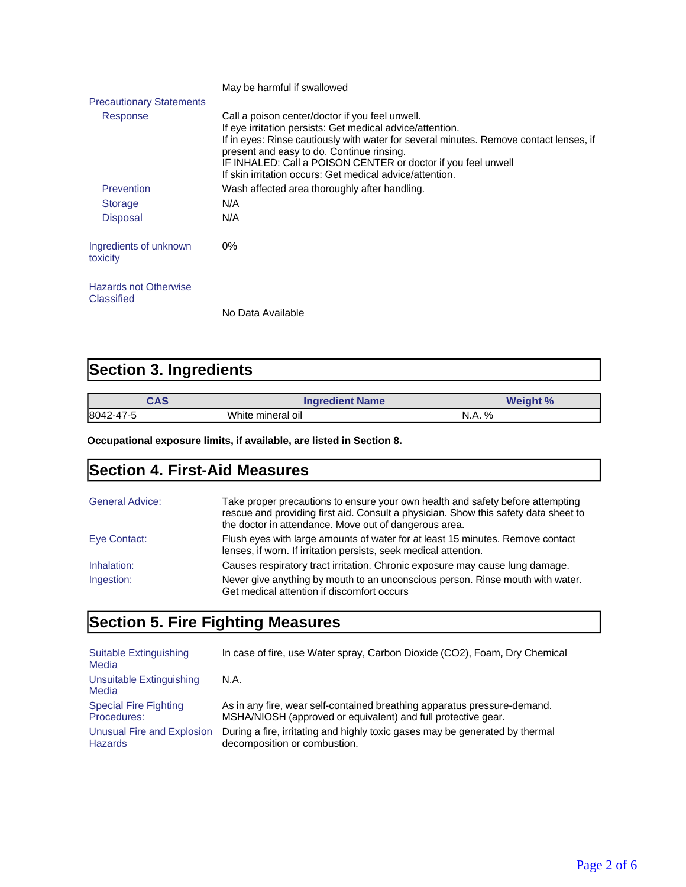May be harmful if swallowed

**Precautionary Statements**

**Response**

Call a poison center/doctor if you feel unwell.
If eye irritation persists: Get medical advice/attention.
If in eyes: Rinse cautiously with water for several minutes. Remove contact lenses, if present and easy to do. Continue rinsing.
IF INHALED: Call a POISON CENTER or doctor if you feel unwell
If skin irritation occurs: Get medical advice/attention.

**Prevention**

Wash affected area thoroughly after handling.

**Storage**

N/A

**Disposal**

N/A

**Ingredients of unknown toxicity**

0%

**Hazards not Otherwise Classified**

No Data Available

## Section 3. Ingredients

| CAS | Ingredient Name | Weight % |
|---|---|---|
| 8042-47-5 | White mineral oil | N.A. % |

**Occupational exposure limits, if available, are listed in Section 8.**

## Section 4. First-Aid Measures

**General Advice:**

Take proper precautions to ensure your own health and safety before attempting rescue and providing first aid. Consult a physician. Show this safety data sheet to the doctor in attendance. Move out of dangerous area.

**Eye Contact:**

Flush eyes with large amounts of water for at least 15 minutes. Remove contact lenses, if worn. If irritation persists, seek medical attention.

**Inhalation:**

Causes respiratory tract irritation. Chronic exposure may cause lung damage.

**Ingestion:**

Never give anything by mouth to an unconscious person. Rinse mouth with water. Get medical attention if discomfort occurs

## Section 5. Fire Fighting Measures

**Suitable Extinguishing Media**

In case of fire, use Water spray, Carbon Dioxide ($CO_2$), Foam, Dry Chemical

**Unsuitable Extinguishing Media**

N.A.

**Special Fire Fighting Procedures:**

As in any fire, wear self-contained breathing apparatus pressure-demand. MSHA/NIOSH (approved or equivalent) and full protective gear.

**Unusual Fire and Explosion Hazards**

During a fire, irritating and highly toxic gases may be generated by thermal decomposition or combustion.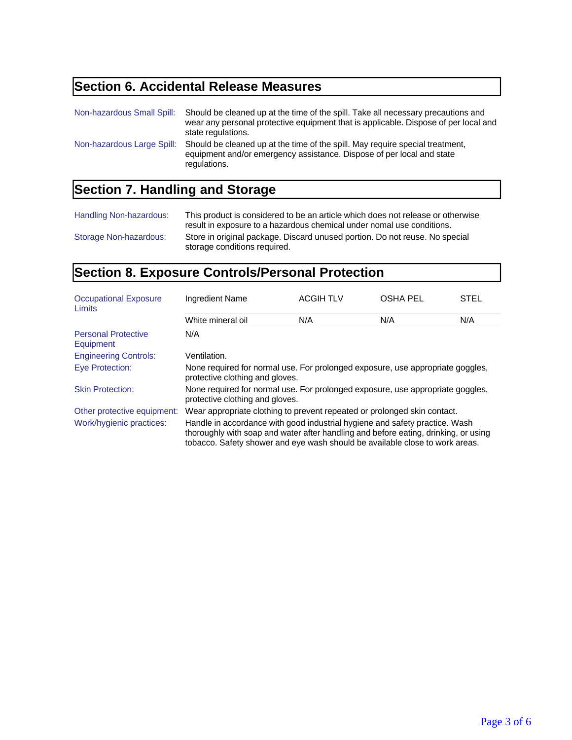## Section 6. Accidental Release Measures

| | |
|---|---|
| Non-hazardous Small Spill: | Should be cleaned up at the time of the spill. Take all necessary precautions and wear any personal protective equipment that is applicable. Dispose of per local and state regulations. |
| Non-hazardous Large Spill: | Should be cleaned up at the time of the spill. May require special treatment, equipment and/or emergency assistance. Dispose of per local and state regulations. |

## Section 7. Handling and Storage

| | |
|---|---|
| Handling Non-hazardous: | This product is considered to be an article which does not release or otherwise result in exposure to a hazardous chemical under nomal use conditions. |
| Storage Non-hazardous: | Store in original package. Discard unused portion. Do not reuse. No special storage conditions required. |

## Section 8. Exposure Controls/Personal Protection

**Occupational Exposure Limits**

| Ingredient Name | ACGIH TLV | OSHA PEL | STEL |
|---|---|---|---|
| White mineral oil | N/A | N/A | N/A |

| | |
|---|---|
| Personal Protective Equipment | N/A |
| Engineering Controls: | Ventilation. |
| Eye Protection: | None required for normal use. For prolonged exposure, use appropriate goggles, protective clothing and gloves. |
| Skin Protection: | None required for normal use. For prolonged exposure, use appropriate goggles, protective clothing and gloves. |
| Other protective equipment: | Wear appropriate clothing to prevent repeated or prolonged skin contact. |
| Work/hygienic practices: | Handle in accordance with good industrial hygiene and safety practice. Wash thoroughly with soap and water after handling and before eating, drinking, or using tobacco. Safety shower and eye wash should be available close to work areas. |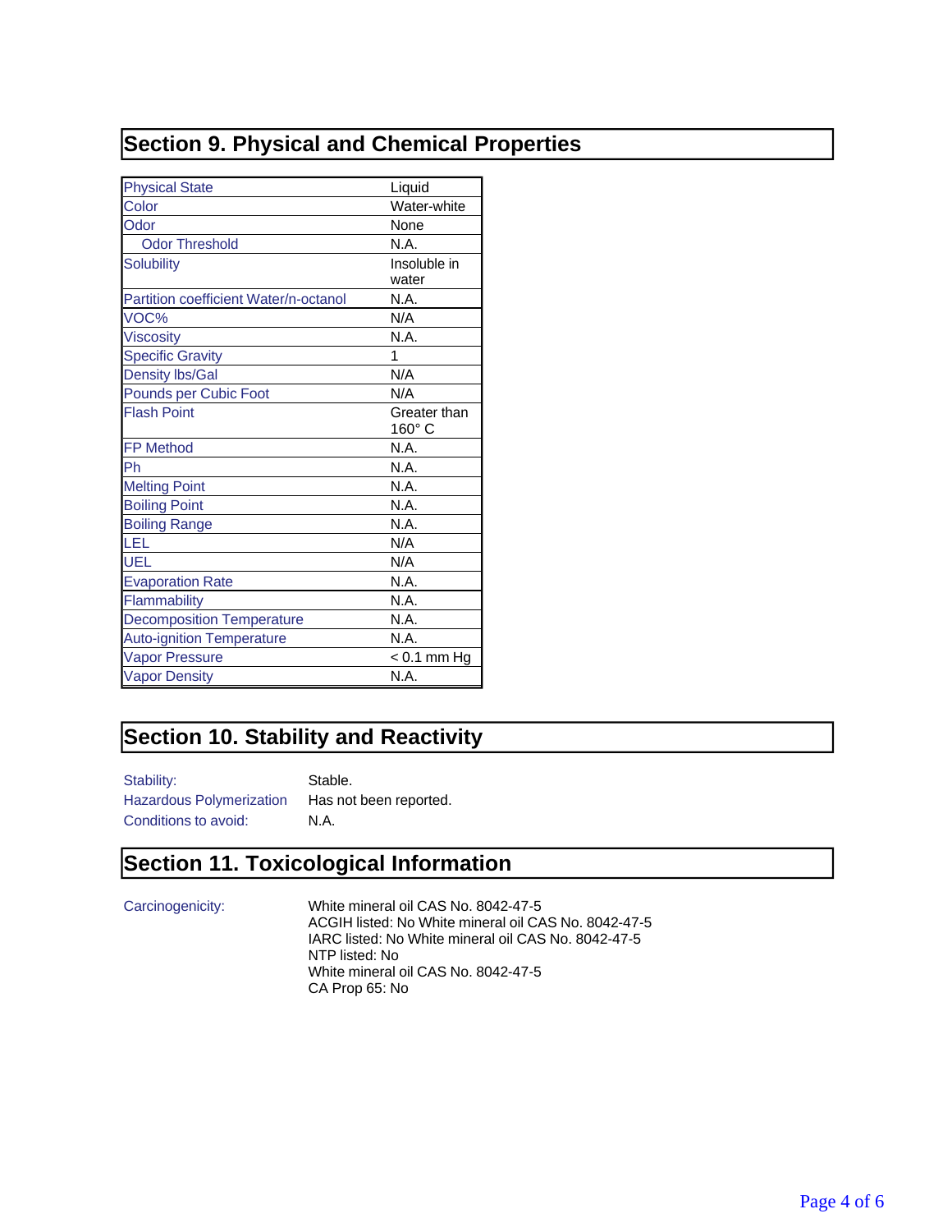## Section 9. Physical and Chemical Properties

| | |
|---|---|
| Physical State | Liquid |
| Color | Water-white |
| Odor | None |
| Odor Threshold | N.A. |
| Solubility | Insoluble in water |
| Partition coefficient Water/n-octanol | N.A. |
| VOC% | N/A |
| Viscosity | N.A. |
| Specific Gravity | 1 |
| Density lbs/Gal | N/A |
| Pounds per Cubic Foot | N/A |
| Flash Point | Greater than 160° C |
| FP Method | N.A. |
| Ph | N.A. |
| Melting Point | N.A. |
| Boiling Point | N.A. |
| Boiling Range | N.A. |
| LEL | N/A |
| UEL | N/A |
| Evaporation Rate | N.A. |
| Flammability | N.A. |
| Decomposition Temperature | N.A. |
| Auto-ignition Temperature | N.A. |
| Vapor Pressure | < 0.1 mm Hg |
| Vapor Density | N.A. |

## Section 10. Stability and Reactivity

Stability: Stable.

Hazardous Polymerization: Has not been reported.

Conditions to avoid: N.A.

## Section 11. Toxicological Information

Carcinogenicity:

White mineral oil CAS No. 8042-47-5
ACGIH listed: No White mineral oil CAS No. 8042-47-5
IARC listed: No White mineral oil CAS No. 8042-47-5
NTP listed: No
White mineral oil CAS No. 8042-47-5
CA Prop 65: No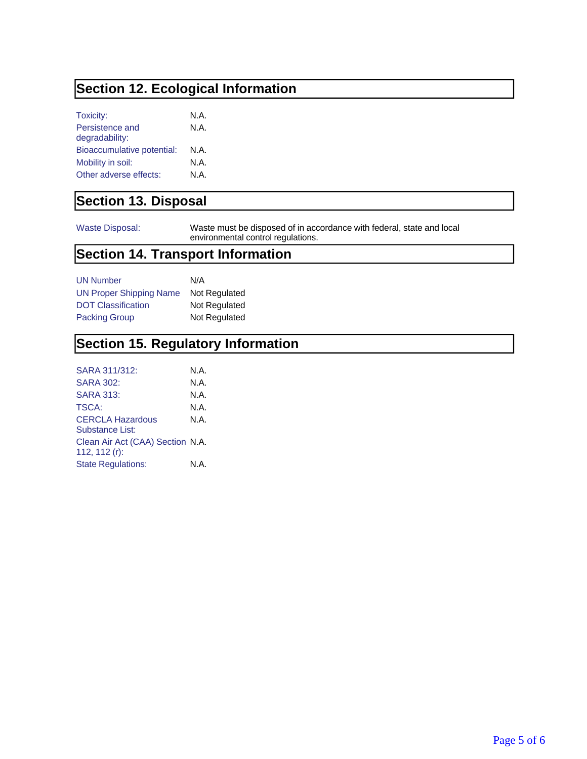## Section 12. Ecological Information

| | |
|---|---|
| Toxicity: | N.A. |
| Persistence and degradability: | N.A. |
| Bioaccumulative potential: | N.A. |
| Mobility in soil: | N.A. |
| Other adverse effects: | N.A. |

## Section 13. Disposal

| | |
|---|---|
| Waste Disposal: | Waste must be disposed of in accordance with federal, state and local environmental control regulations. |

## Section 14. Transport Information

| | |
|---|---|
| UN Number | N/A |
| UN Proper Shipping Name | Not Regulated |
| DOT Classification | Not Regulated |
| Packing Group | Not Regulated |

## Section 15. Regulatory Information

| | |
|---|---|
| SARA 311/312: | N.A. |
| SARA 302: | N.A. |
| SARA 313: | N.A. |
| TSCA: | N.A. |
| CERCLA Hazardous Substance List: | N.A. |
| Clean Air Act (CAA) Section 112, 112 (r): | N.A. |
| State Regulations: | N.A. |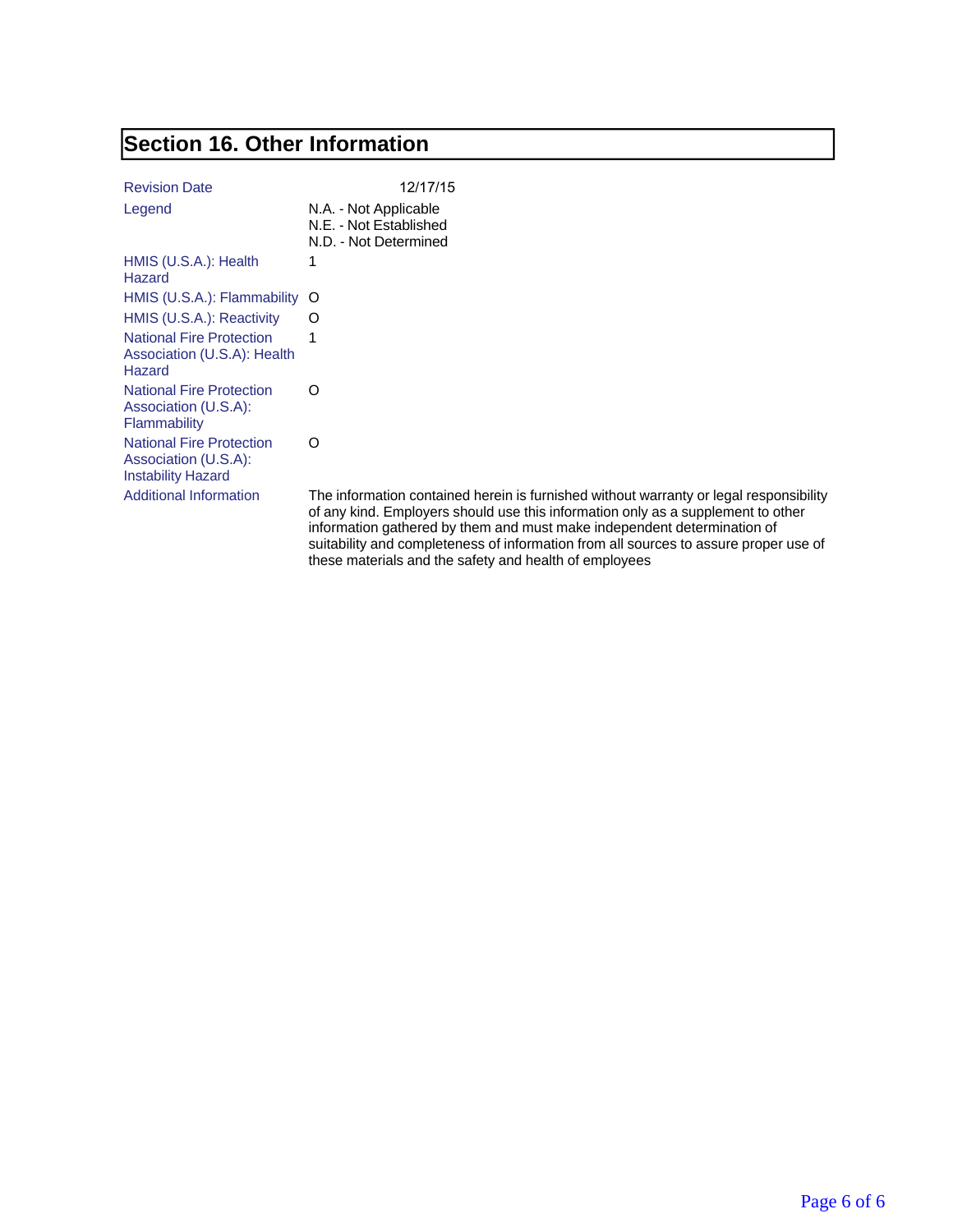## Section 16. Other Information

| | |
|---|---|
| Revision Date | 12/17/15 |
| Legend | N.A. - Not Applicable<br>N.E. - Not Established<br>N.D. - Not Determined |
| HMIS (U.S.A.): Health Hazard | 1 |
| HMIS (U.S.A.): Flammability | O |
| HMIS (U.S.A.): Reactivity | O |
| National Fire Protection Association (U.S.A): Health Hazard | 1 |
| National Fire Protection Association (U.S.A): Flammability | O |
| National Fire Protection Association (U.S.A): Instability Hazard | O |
| Additional Information | The information contained herein is furnished without warranty or legal responsibility of any kind. Employers should use this information only as a supplement to other information gathered by them and must make independent determination of suitability and completeness of information from all sources to assure proper use of these materials and the safety and health of employees |